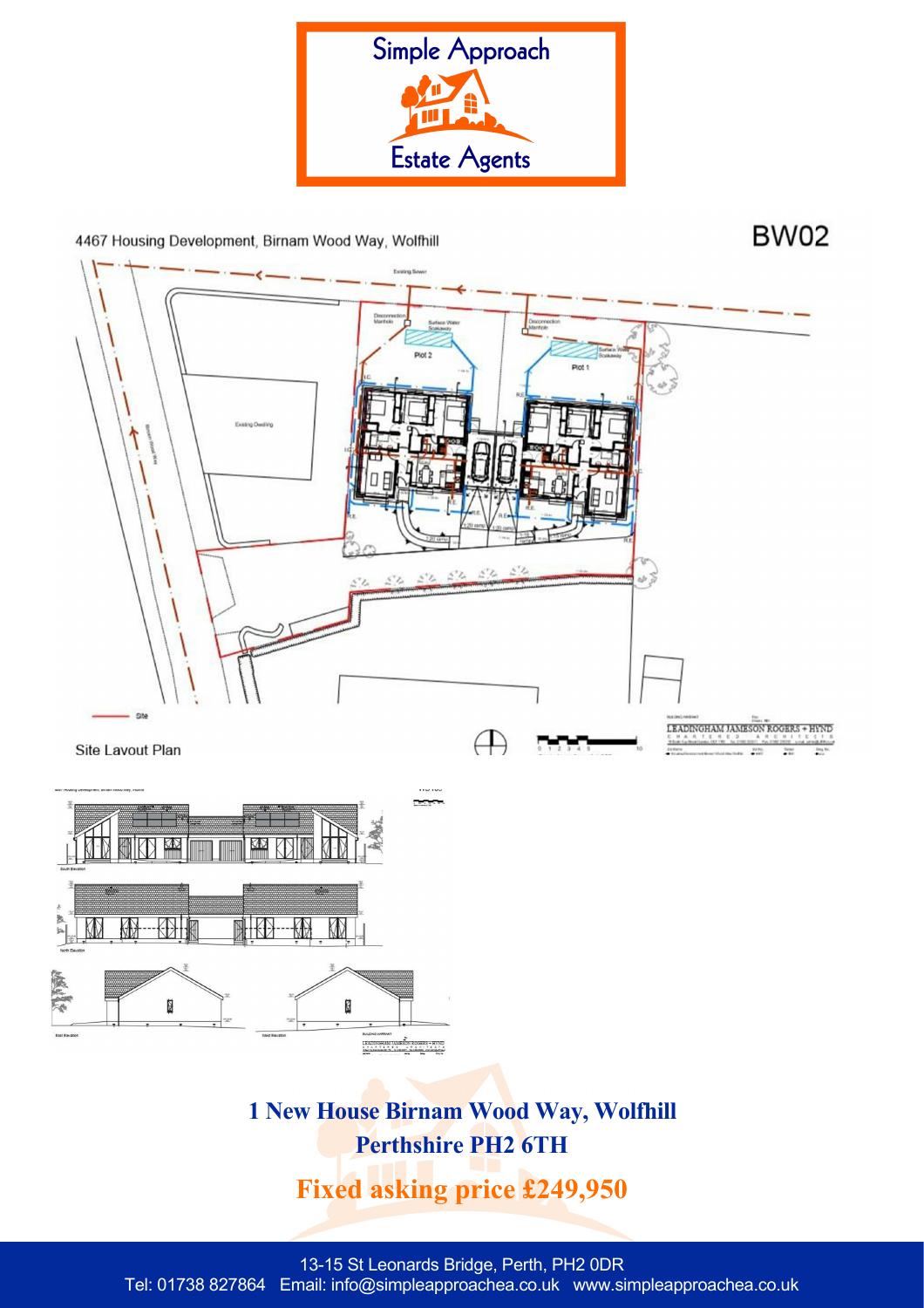Simple Approach

Estate Agents

4467 Housing Development, Birnam Wood Way, Wolfhill

BW02

Site Layout Plan

# 1 New House Birnam Wood Way, Wolfhill
# Perthshire PH2 6TH

## Fixed asking price £249,950

13-15 St Leonards Bridge, Perth, PH2 0DR
Tel: 01738 827864 Email: info@simpleapproachea.co.uk www.simpleapproachea.co.uk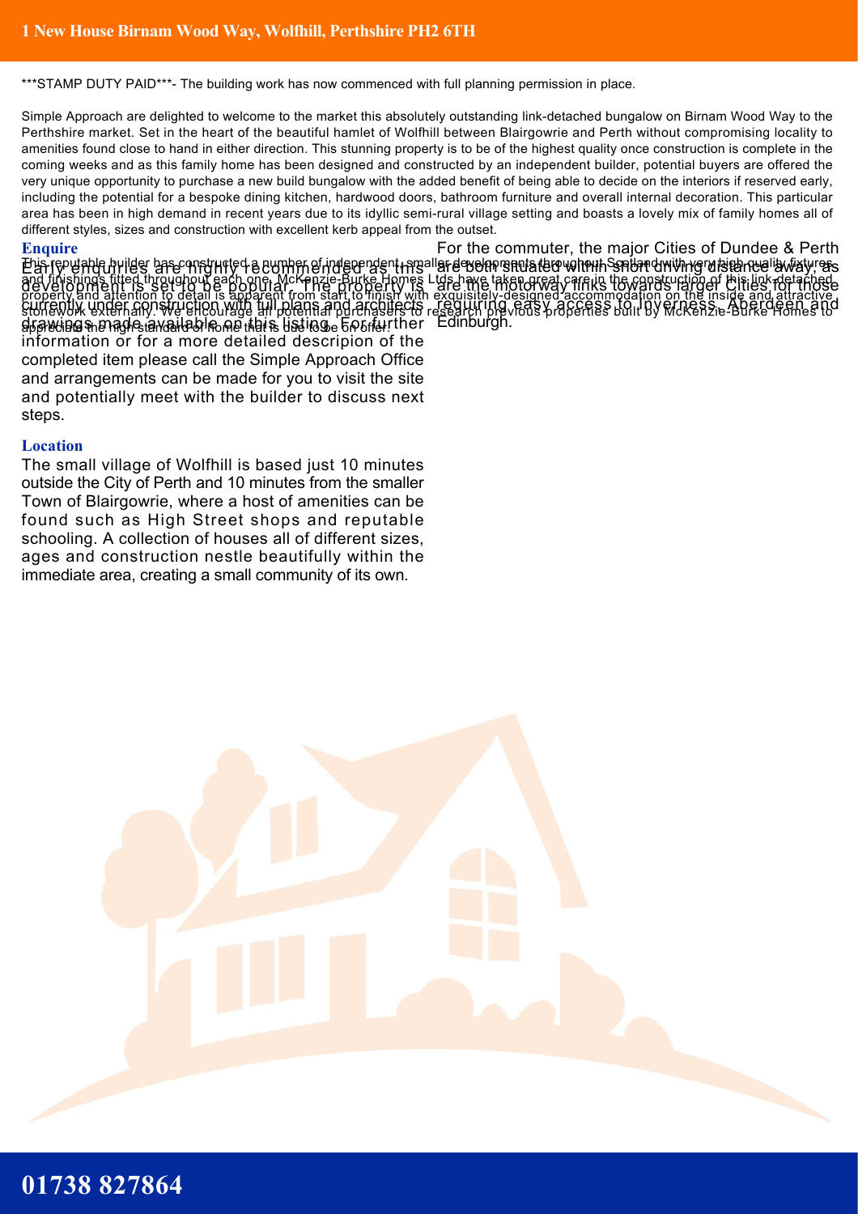***STAMP DUTY PAID***- The building work has now commenced with full planning permission in place.

Simple Approach are delighted to welcome to the market this absolutely outstanding link-detached bungalow on Birnam Wood Way to the Perthshire market. Set in the heart of the beautiful hamlet of Wolfhill between Blairgowrie and Perth without compromising locality to amenities found close to hand in either direction. This stunning property is to be of the highest quality once construction is complete in the coming weeks and as this family home has been designed and constructed by an independent builder, potential buyers are offered the very unique opportunity to purchase a new build bungalow with the added benefit of being able to decide on the interiors if reserved early, including the potential for a bespoke dining kitchen, hardwood doors, bathroom furniture and overall internal decoration. This particular area has been in high demand in recent years due to its idyllic semi-rural village setting and boasts a lovely mix of family homes all of different styles, sizes and construction with excellent kerb appeal from the outset.

This reputable builder has constructed a number of independent, smaller developments throughout Scotland with very high quality fixtures and finishings fitted throughout each one. McKenzie-Burke Homes Ltds have taken great care in the construction of this link-detached property and attention to detail is apparent from start to finish with exquisitely-designed accommodation on the inside and attractive stonework externally. We encourage all potential purchasers to research previous properties built by McKenzie-Burke Homes to appreciate the high standard of home that is due to be on offer.

## Enquire

Early enquiries are highly recommended as this development is set to be popular. The property is currently under construction with full plans and architects drawings made available on this listing. For further information or for a more detailed description of the completed item please call the Simple Approach Office and arrangements can be made for you to visit the site and potentially meet with the builder to discuss next steps.

## Location

The small village of Wolfhill is based just 10 minutes outside the City of Perth and 10 minutes from the smaller Town of Blairgowrie, where a host of amenities can be found such as High Street shops and reputable schooling. A collection of houses all of different sizes, ages and construction nestle beautifully within the immediate area, creating a small community of its own.

For the commuter, the major Cities of Dundee & Perth are both situated within short driving distance away, as are the motorway links towards larger Cities for those requiring easy access to Inverness, Aberdeen and Edinburgh.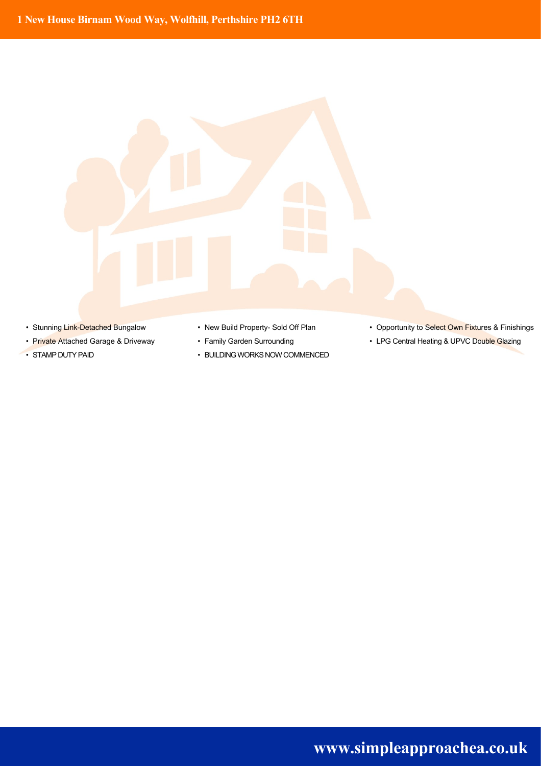# 1 New House Birnam Wood Way, Wolfhill, Perthshire PH2 6TH

- Stunning Link-Detached Bungalow
- Private Attached Garage & Driveway
- STAMP DUTY PAID
- New Build Property- Sold Off Plan
- Family Garden Surrounding
- BUILDING WORKS NOW COMMENCED
- Opportunity to Select Own Fixtures & Finishings
- LPG Central Heating & UPVC Double Glazing

**www.simpleapproachea.co.uk**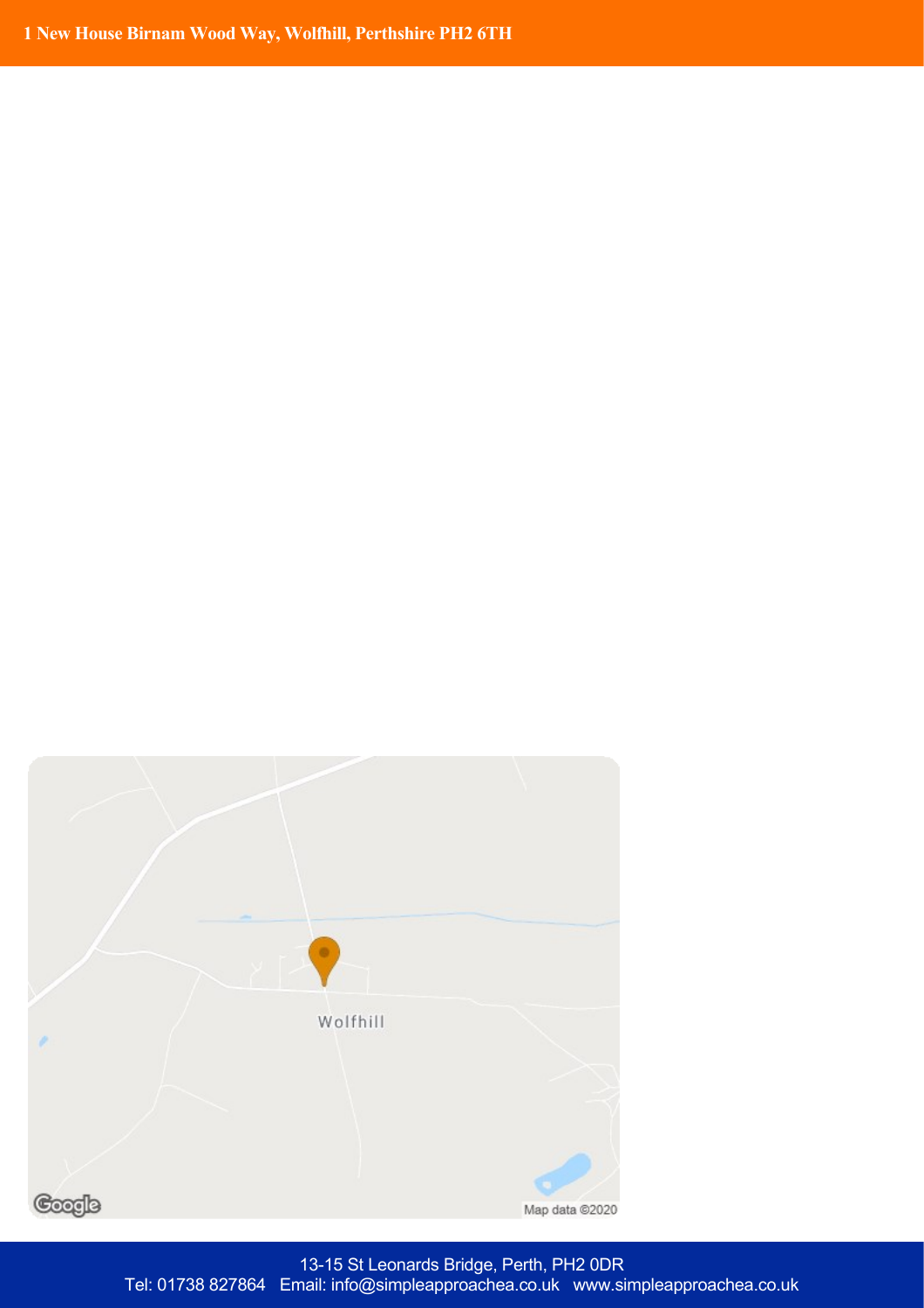1 New House Birnam Wood Way, Wolfhill, Perthshire PH2 6TH

Wolfhill

Google

Map data ©2020

13-15 St Leonards Bridge, Perth, PH2 0DR
Tel: 01738 827864 Email: info@simpleapproachea.co.uk www.simpleapproachea.co.uk